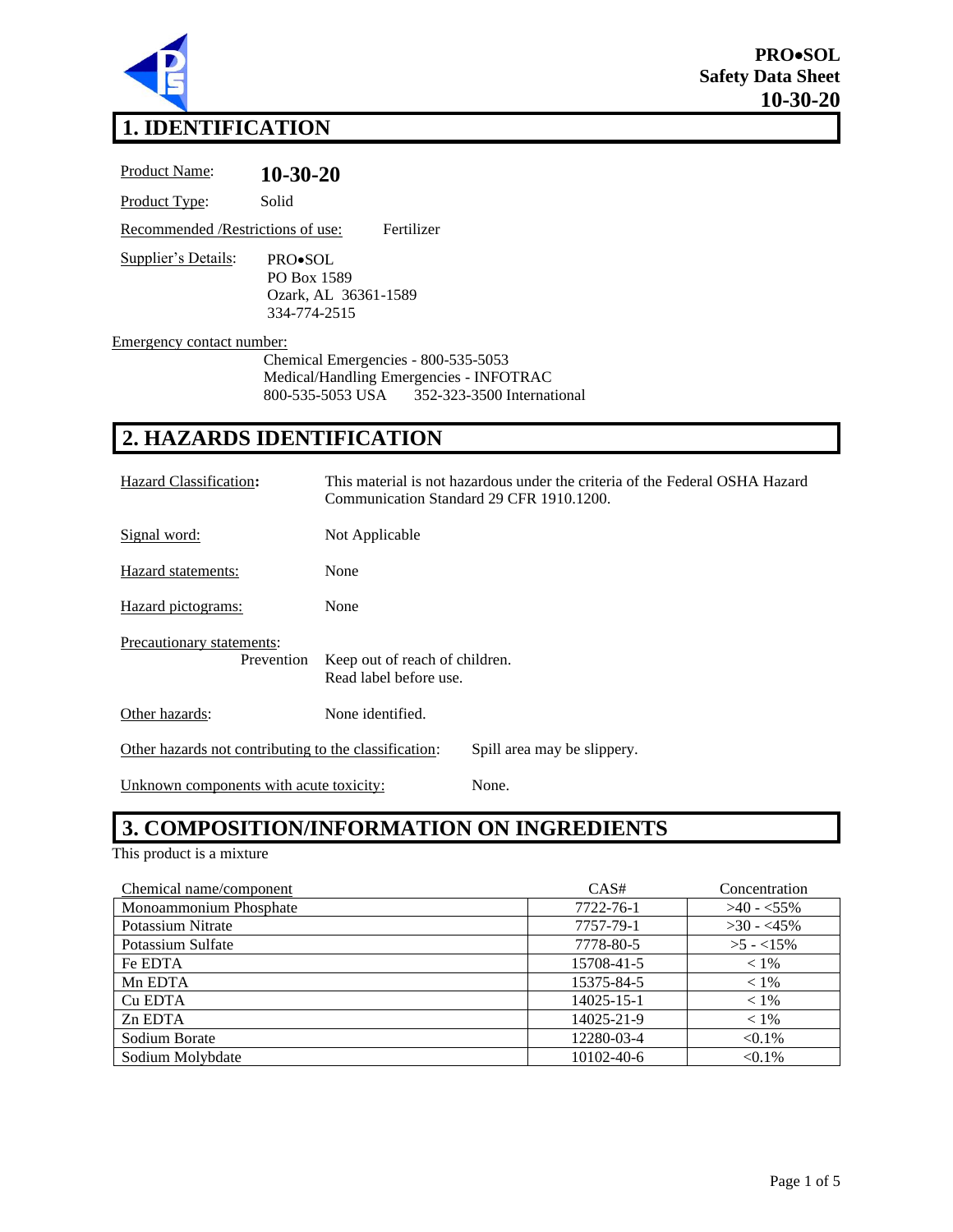**PRO•SOL**
**Safety Data Sheet**
**10-30-20**

# 1. IDENTIFICATION

Product Name: **10-30-20**

Product Type: Solid

Recommended /Restrictions of use: Fertilizer

Supplier's Details:
PRO•SOL
PO Box 1589
Ozark, AL 36361-1589
334-774-2515

Emergency contact number:
Chemical Emergencies - 800-535-5053
Medical/Handling Emergencies - INFOTRAC
800-535-5053 USA 352-323-3500 International

# 2. HAZARDS IDENTIFICATION

Hazard Classification**:** This material is not hazardous under the criteria of the Federal OSHA Hazard Communication Standard 29 CFR 1910.1200.

Signal word: Not Applicable

Hazard statements: None

Hazard pictograms: None

Precautionary statements:
Prevention: Keep out of reach of children.
Read label before use.

Other hazards: None identified.

Other hazards not contributing to the classification: Spill area may be slippery.

Unknown components with acute toxicity: None.

# 3. COMPOSITION/INFORMATION ON INGREDIENTS

This product is a mixture

| Chemical name/component | CAS# | Concentration |
|---|---|---|
| Monoammonium Phosphate | 7722-76-1 | >40 - <55% |
| Potassium Nitrate | 7757-79-1 | >30 - <45% |
| Potassium Sulfate | 7778-80-5 | >5 - <15% |
| Fe EDTA | 15708-41-5 | < 1% |
| Mn EDTA | 15375-84-5 | < 1% |
| Cu EDTA | 14025-15-1 | < 1% |
| Zn EDTA | 14025-21-9 | < 1% |
| Sodium Borate | 12280-03-4 | <0.1% |
| Sodium Molybdate | 10102-40-6 | <0.1% |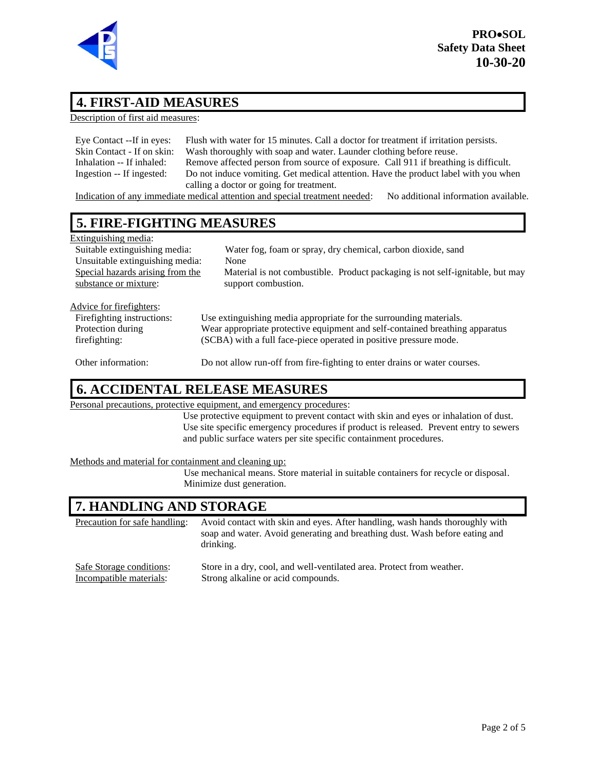## 4. FIRST-AID MEASURES

Description of first aid measures:

| | |
|---|---|
| Eye Contact --If in eyes: | Flush with water for 15 minutes. Call a doctor for treatment if irritation persists. |
| Skin Contact - If on skin: | Wash thoroughly with soap and water. Launder clothing before reuse. |
| Inhalation -- If inhaled: | Remove affected person from source of exposure. Call 911 if breathing is difficult. |
| Ingestion -- If ingested: | Do not induce vomiting. Get medical attention. Have the product label with you when calling a doctor or going for treatment. |

Indication of any immediate medical attention and special treatment needed: No additional information available.

## 5. FIRE-FIGHTING MEASURES

Extinguishing media:

| | |
|---|---|
| Suitable extinguishing media: | Water fog, foam or spray, dry chemical, carbon dioxide, sand |
| Unsuitable extinguishing media: | None |
| Special hazards arising from the substance or mixture: | Material is not combustible. Product packaging is not self-ignitable, but may support combustion. |

Advice for firefighters:

| | |
|---|---|
| Firefighting instructions: | Use extinguishing media appropriate for the surrounding materials. |
| Protection during firefighting: | Wear appropriate protective equipment and self-contained breathing apparatus (SCBA) with a full face-piece operated in positive pressure mode. |
| Other information: | Do not allow run-off from fire-fighting to enter drains or water courses. |

## 6. ACCIDENTAL RELEASE MEASURES

Personal precautions, protective equipment, and emergency procedures:

Use protective equipment to prevent contact with skin and eyes or inhalation of dust. Use site specific emergency procedures if product is released. Prevent entry to sewers and public surface waters per site specific containment procedures.

Methods and material for containment and cleaning up:

Use mechanical means. Store material in suitable containers for recycle or disposal. Minimize dust generation.

## 7. HANDLING AND STORAGE

| | |
|---|---|
| Precaution for safe handling: | Avoid contact with skin and eyes. After handling, wash hands thoroughly with soap and water. Avoid generating and breathing dust. Wash before eating and drinking. |
| Safe Storage conditions: | Store in a dry, cool, and well-ventilated area. Protect from weather. |
| Incompatible materials: | Strong alkaline or acid compounds. |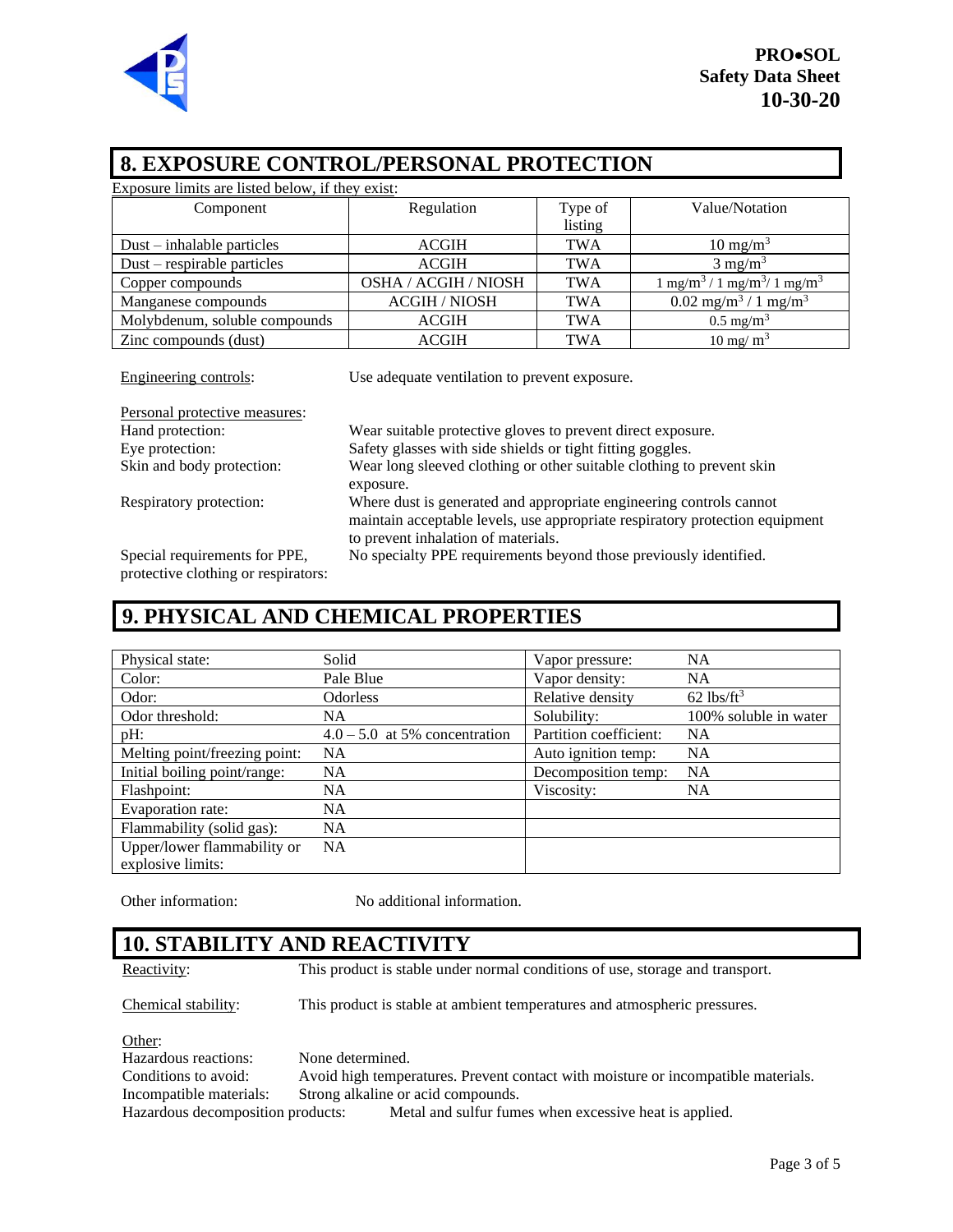## 8. EXPOSURE CONTROL/PERSONAL PROTECTION

Exposure limits are listed below, if they exist:

| Component | Regulation | Type of listing | Value/Notation |
|---|---|---|---|
| Dust – inhalable particles | ACGIH | TWA | 10 $mg/m^3$ |
| Dust – respirable particles | ACGIH | TWA | 3 $mg/m^3$ |
| Copper compounds | OSHA / ACGIH / NIOSH | TWA | 1 $mg/m^3$ / 1 $mg/m^3$/ 1 $mg/m^3$ |
| Manganese compounds | ACGIH / NIOSH | TWA | 0.02 $mg/m^3$ / 1 $mg/m^3$ |
| Molybdenum, soluble compounds | ACGIH | TWA | 0.5 $mg/m^3$ |
| Zinc compounds (dust) | ACGIH | TWA | 10 mg/ $m^3$ |

Engineering controls: Use adequate ventilation to prevent exposure.

Personal protective measures:

Hand protection: Wear suitable protective gloves to prevent direct exposure.

Eye protection: Safety glasses with side shields or tight fitting goggles.

Skin and body protection: Wear long sleeved clothing or other suitable clothing to prevent skin exposure.

Respiratory protection: Where dust is generated and appropriate engineering controls cannot maintain acceptable levels, use appropriate respiratory protection equipment to prevent inhalation of materials.

Special requirements for PPE, protective clothing or respirators: No specialty PPE requirements beyond those previously identified.

## 9. PHYSICAL AND CHEMICAL PROPERTIES

| | | | |
|---|---|---|---|
| Physical state: | Solid | Vapor pressure: | NA |
| Color: | Pale Blue | Vapor density: | NA |
| Odor: | Odorless | Relative density | 62 $lbs/ft^3$ |
| Odor threshold: | NA | Solubility: | 100% soluble in water |
| pH: | 4.0 – 5.0 at 5% concentration | Partition coefficient: | NA |
| Melting point/freezing point: | NA | Auto ignition temp: | NA |
| Initial boiling point/range: | NA | Decomposition temp: | NA |
| Flashpoint: | NA | Viscosity: | NA |
| Evaporation rate: | NA | | |
| Flammability (solid gas): | NA | | |
| Upper/lower flammability or explosive limits: | NA | | |

Other information: No additional information.

## 10. STABILITY AND REACTIVITY

Reactivity: This product is stable under normal conditions of use, storage and transport.

Chemical stability: This product is stable at ambient temperatures and atmospheric pressures.

Other:

Hazardous reactions: None determined.

Conditions to avoid: Avoid high temperatures. Prevent contact with moisture or incompatible materials.

Incompatible materials: Strong alkaline or acid compounds.

Hazardous decomposition products: Metal and sulfur fumes when excessive heat is applied.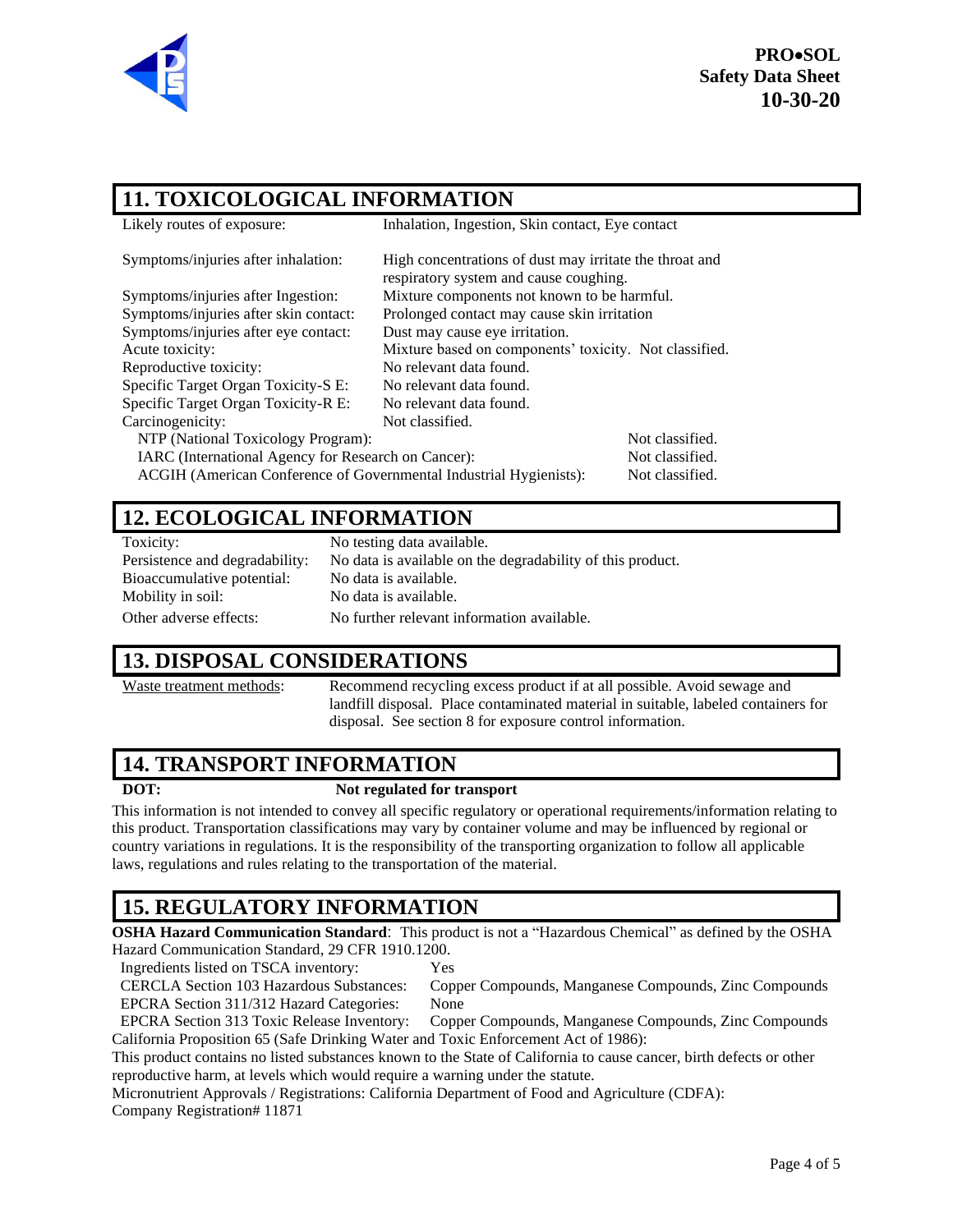## 11. TOXICOLOGICAL INFORMATION

| | |
|---|---|
| Likely routes of exposure: | Inhalation, Ingestion, Skin contact, Eye contact |
| Symptoms/injuries after inhalation: | High concentrations of dust may irritate the throat and respiratory system and cause coughing. |
| Symptoms/injuries after Ingestion: | Mixture components not known to be harmful. |
| Symptoms/injuries after skin contact: | Prolonged contact may cause skin irritation |
| Symptoms/injuries after eye contact: | Dust may cause eye irritation. |
| Acute toxicity: | Mixture based on components' toxicity. Not classified. |
| Reproductive toxicity: | No relevant data found. |
| Specific Target Organ Toxicity-S E: | No relevant data found. |
| Specific Target Organ Toxicity-R E: | No relevant data found. |
| Carcinogenicity: | Not classified. |

| | |
|---|---|
| NTP (National Toxicology Program): | Not classified. |
| IARC (International Agency for Research on Cancer): | Not classified. |
| ACGIH (American Conference of Governmental Industrial Hygienists): | Not classified. |

## 12. ECOLOGICAL INFORMATION

| | |
|---|---|
| Toxicity: | No testing data available. |
| Persistence and degradability: | No data is available on the degradability of this product. |
| Bioaccumulative potential: | No data is available. |
| Mobility in soil: | No data is available. |
| Other adverse effects: | No further relevant information available. |

## 13. DISPOSAL CONSIDERATIONS

Waste treatment methods: Recommend recycling excess product if at all possible. Avoid sewage and landfill disposal. Place contaminated material in suitable, labeled containers for disposal. See section 8 for exposure control information.

## 14. TRANSPORT INFORMATION

**DOT:** **Not regulated for transport**

This information is not intended to convey all specific regulatory or operational requirements/information relating to this product. Transportation classifications may vary by container volume and may be influenced by regional or country variations in regulations. It is the responsibility of the transporting organization to follow all applicable laws, regulations and rules relating to the transportation of the material.

## 15. REGULATORY INFORMATION

**OSHA Hazard Communication Standard**: This product is not a "Hazardous Chemical" as defined by the OSHA Hazard Communication Standard, 29 CFR 1910.1200.

| | |
|---|---|
| Ingredients listed on TSCA inventory: | Yes |
| CERCLA Section 103 Hazardous Substances: | Copper Compounds, Manganese Compounds, Zinc Compounds |
| EPCRA Section 311/312 Hazard Categories: | None |
| EPCRA Section 313 Toxic Release Inventory: | Copper Compounds, Manganese Compounds, Zinc Compounds |

California Proposition 65 (Safe Drinking Water and Toxic Enforcement Act of 1986):
This product contains no listed substances known to the State of California to cause cancer, birth defects or other reproductive harm, at levels which would require a warning under the statute.
Micronutrient Approvals / Registrations: California Department of Food and Agriculture (CDFA):
Company Registration# 11871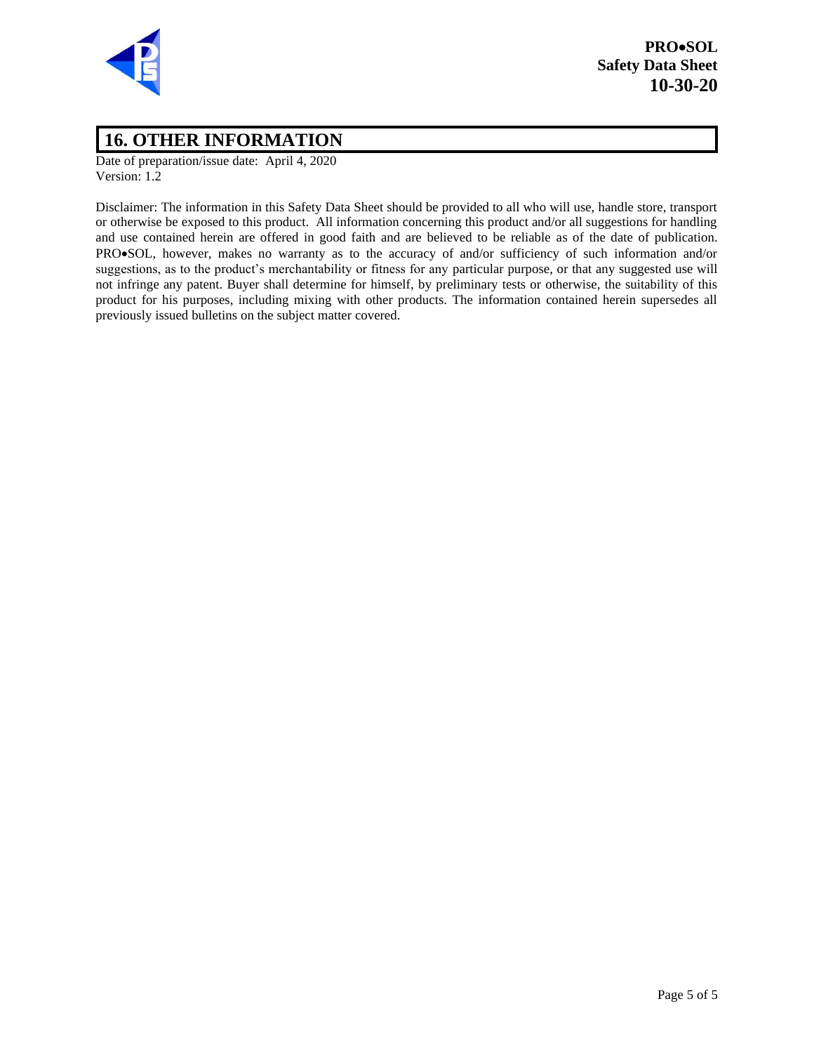## 16. OTHER INFORMATION

Date of preparation/issue date: April 4, 2020
Version: 1.2

Disclaimer: The information in this Safety Data Sheet should be provided to all who will use, handle store, transport or otherwise be exposed to this product. All information concerning this product and/or all suggestions for handling and use contained herein are offered in good faith and are believed to be reliable as of the date of publication. PRO•SOL, however, makes no warranty as to the accuracy of and/or sufficiency of such information and/or suggestions, as to the product's merchantability or fitness for any particular purpose, or that any suggested use will not infringe any patent. Buyer shall determine for himself, by preliminary tests or otherwise, the suitability of this product for his purposes, including mixing with other products. The information contained herein supersedes all previously issued bulletins on the subject matter covered.